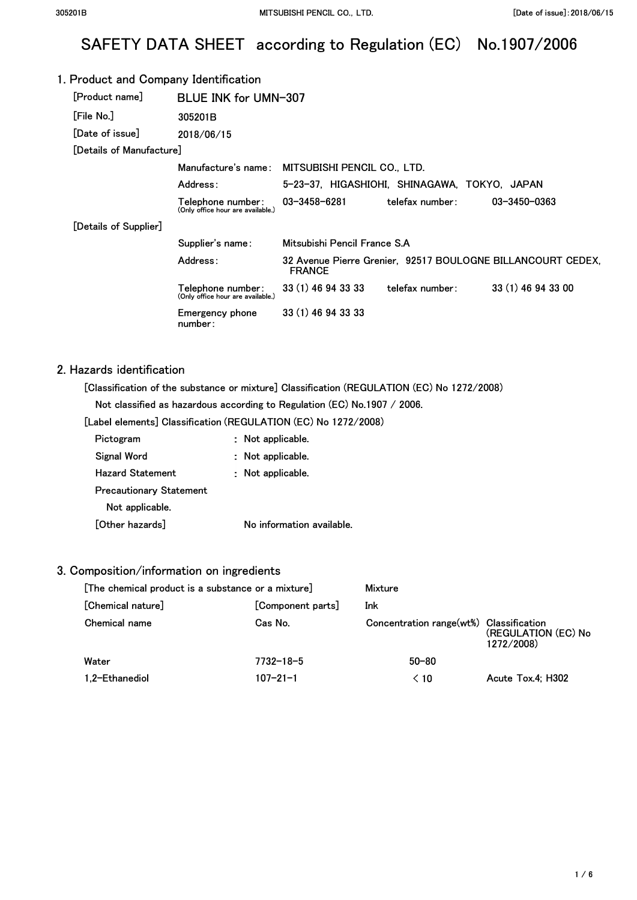# SAFETY DATA SHEET according to Regulation (EC) No.1907/2006

## 1. Product and Company Identification

[Product name] BLUE INK for UMN-307

[File No.] 305201B

[Date of issue] 2018/06/15

[Details of Manufacture]

| | | | |
|---|---|---|---|
| Manufacture's name: | MITSUBISHI PENCIL CO., LTD. | | |
| Address: | 5-23-37, HIGASHIOHI, SHINAGAWA, TOKYO, JAPAN | | |
| Telephone number: (Only office hour are available.) | 03-3458-6281 | telefax number: | 03-3450-0363 |

[Details of Supplier]

| | | | |
|---|---|---|---|
| Supplier's name: | Mitsubishi Pencil France S.A | | |
| Address: | 32 Avenue Pierre Grenier, 92517 BOULOGNE BILLANCOURT CEDEX, FRANCE | | |
| Telephone number: (Only office hour are available.) | 33 (1) 46 94 33 33 | telefax number: | 33 (1) 46 94 33 00 |
| Emergency phone number: | 33 (1) 46 94 33 33 | | |

## 2. Hazards identification

[Classification of the substance or mixture] Classification (REGULATION (EC) No 1272/2008)

Not classified as hazardous according to Regulation (EC) No.1907 / 2006.

[Label elements] Classification (REGULATION (EC) No 1272/2008)

Pictogram : Not applicable.

Signal Word : Not applicable.

Hazard Statement : Not applicable.

Precautionary Statement

Not applicable.

[Other hazards] No information available.

## 3. Composition/information on ingredients

[The chemical product is a substance or a mixture] Mixture

[Chemical nature] [Component parts] Ink

| Chemical name | Cas No. | Concentration range(wt%) | Classification (REGULATION (EC) No 1272/2008) |
|---|---|---|---|
| Water | 7732-18-5 | 50-80 | |
| 1,2-Ethanediol | 107-21-1 | < 10 | Acute Tox.4; H302 |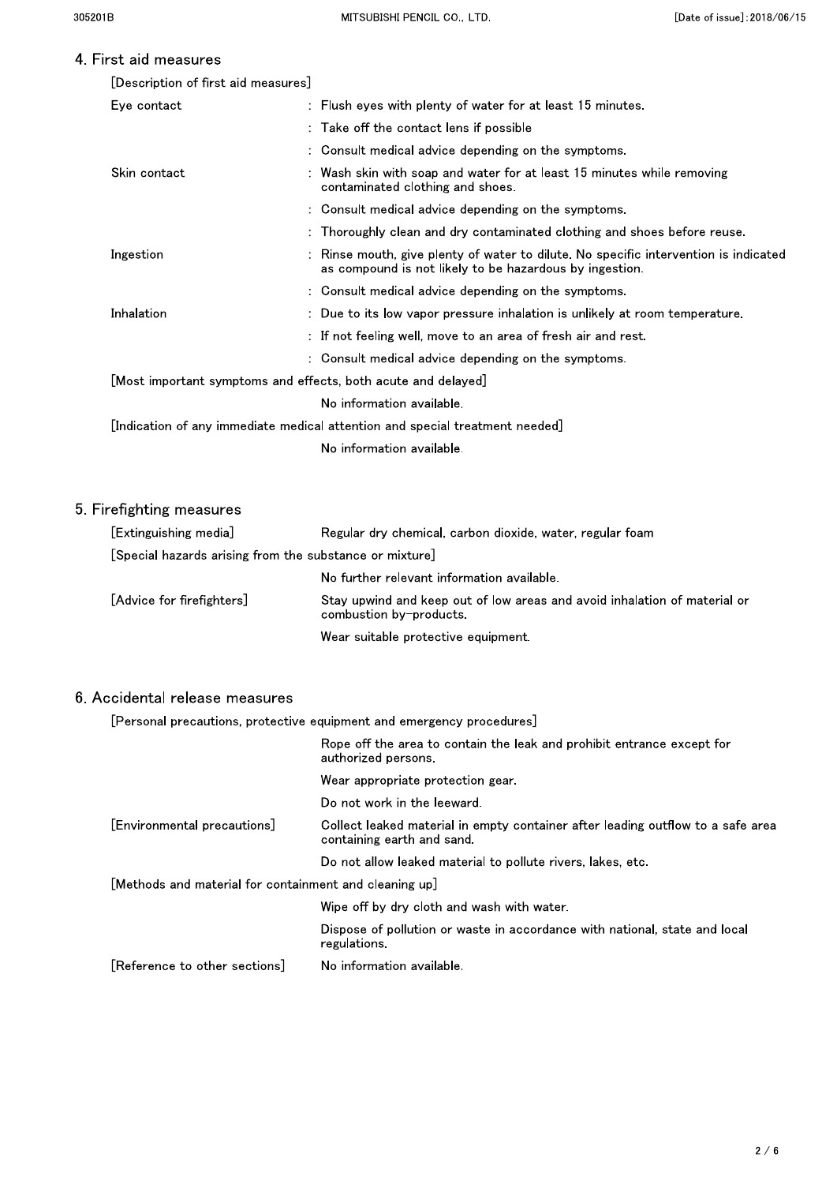## 4. First aid measures

[Description of first aid measures]

| | |
|---|---|
| Eye contact | : Flush eyes with plenty of water for at least 15 minutes. |
| | : Take off the contact lens if possible |
| | : Consult medical advice depending on the symptoms. |
| Skin contact | : Wash skin with soap and water for at least 15 minutes while removing contaminated clothing and shoes. |
| | : Consult medical advice depending on the symptoms. |
| | : Thoroughly clean and dry contaminated clothing and shoes before reuse. |
| Ingestion | : Rinse mouth, give plenty of water to dilute. No specific intervention is indicated as compound is not likely to be hazardous by ingestion. |
| | : Consult medical advice depending on the symptoms. |
| Inhalation | : Due to its low vapor pressure inhalation is unlikely at room temperature. |
| | : If not feeling well, move to an area of fresh air and rest. |
| | : Consult medical advice depending on the symptoms. |

[Most important symptoms and effects, both acute and delayed]

No information available.

[Indication of any immediate medical attention and special treatment needed]

No information available.

## 5. Firefighting measures

[Extinguishing media] Regular dry chemical, carbon dioxide, water, regular foam

[Special hazards arising from the substance or mixture]

No further relevant information available.

[Advice for firefighters] Stay upwind and keep out of low areas and avoid inhalation of material or combustion by-products.

Wear suitable protective equipment.

## 6. Accidental release measures

[Personal precautions, protective equipment and emergency procedures]

Rope off the area to contain the leak and prohibit entrance except for authorized persons.

Wear appropriate protection gear.

Do not work in the leeward.

[Environmental precautions] Collect leaked material in empty container after leading outflow to a safe area containing earth and sand.

Do not allow leaked material to pollute rivers, lakes, etc.

[Methods and material for containment and cleaning up]

Wipe off by dry cloth and wash with water.

Dispose of pollution or waste in accordance with national, state and local regulations.

[Reference to other sections] No information available.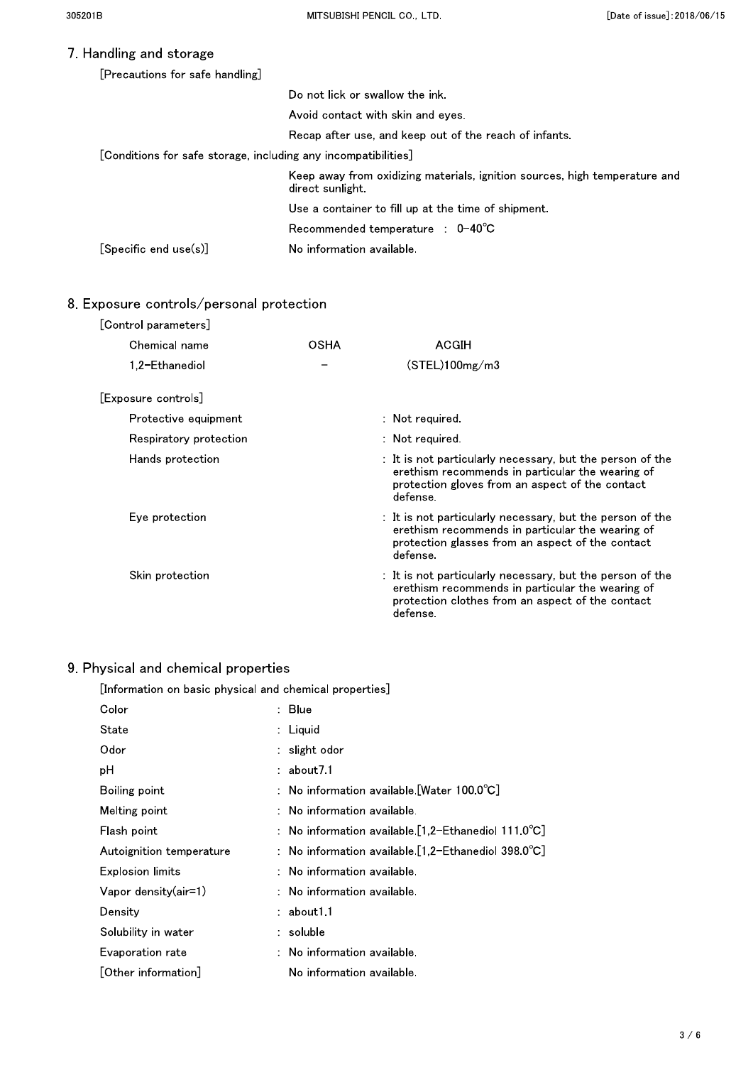## 7. Handling and storage

[Precautions for safe handling]

Do not lick or swallow the ink.

Avoid contact with skin and eyes.

Recap after use, and keep out of the reach of infants.

[Conditions for safe storage, including any incompatibilities]

Keep away from oxidizing materials, ignition sources, high temperature and direct sunlight.

Use a container to fill up at the time of shipment.

Recommended temperature : 0-40℃

[Specific end use(s)] No information available.

## 8. Exposure controls/personal protection

[Control parameters]

| Chemical name | OSHA | ACGIH |
|---|---|---|
| 1,2-Ethanediol | - | (STEL)100mg/m3 |

[Exposure controls]

| | |
|---|---|
| Protective equipment | : Not required. |
| Respiratory protection | : Not required. |
| Hands protection | : It is not particularly necessary, but the person of the erethism recommends in particular the wearing of protection gloves from an aspect of the contact defense. |
| Eye protection | : It is not particularly necessary, but the person of the erethism recommends in particular the wearing of protection glasses from an aspect of the contact defense. |
| Skin protection | : It is not particularly necessary, but the person of the erethism recommends in particular the wearing of protection clothes from an aspect of the contact defense. |

## 9. Physical and chemical properties

[Information on basic physical and chemical properties]

| | |
|---|---|
| Color | : Blue |
| State | : Liquid |
| Odor | : slight odor |
| pH | : about7.1 |
| Boiling point | : No information available.[Water 100.0℃] |
| Melting point | : No information available. |
| Flash point | : No information available.[1,2-Ethanediol 111.0℃] |
| Autoignition temperature | : No information available.[1,2-Ethanediol 398.0℃] |
| Explosion limits | : No information available. |
| Vapor density(air=1) | : No information available. |
| Density | : about1.1 |
| Solubility in water | : soluble |
| Evaporation rate | : No information available. |

[Other information] No information available.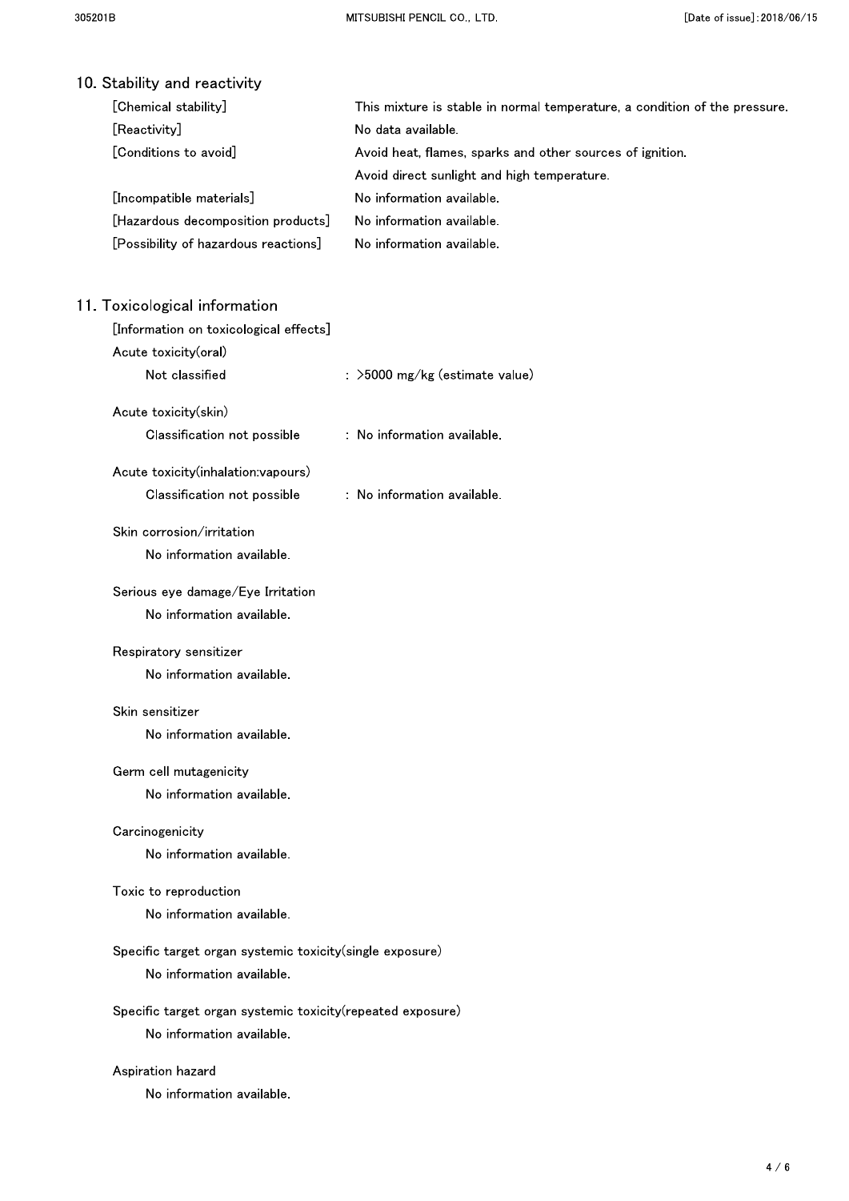## 10. Stability and reactivity

[Chemical stability] This mixture is stable in normal temperature, a condition of the pressure.

[Reactivity] No data available.

[Conditions to avoid] Avoid heat, flames, sparks and other sources of ignition.
Avoid direct sunlight and high temperature.

[Incompatible materials] No information available.

[Hazardous decomposition products] No information available.

[Possibility of hazardous reactions] No information available.

## 11. Toxicological information

[Information on toxicological effects]

Acute toxicity(oral)

Not classified : >5000 mg/kg (estimate value)

Acute toxicity(skin)

Classification not possible : No information available.

Acute toxicity(inhalation:vapours)

Classification not possible : No information available.

Skin corrosion/irritation

No information available.

Serious eye damage/Eye Irritation

No information available.

Respiratory sensitizer

No information available.

Skin sensitizer

No information available.

Germ cell mutagenicity

No information available.

Carcinogenicity

No information available.

Toxic to reproduction

No information available.

Specific target organ systemic toxicity(single exposure)

No information available.

Specific target organ systemic toxicity(repeated exposure)

No information available.

Aspiration hazard

No information available.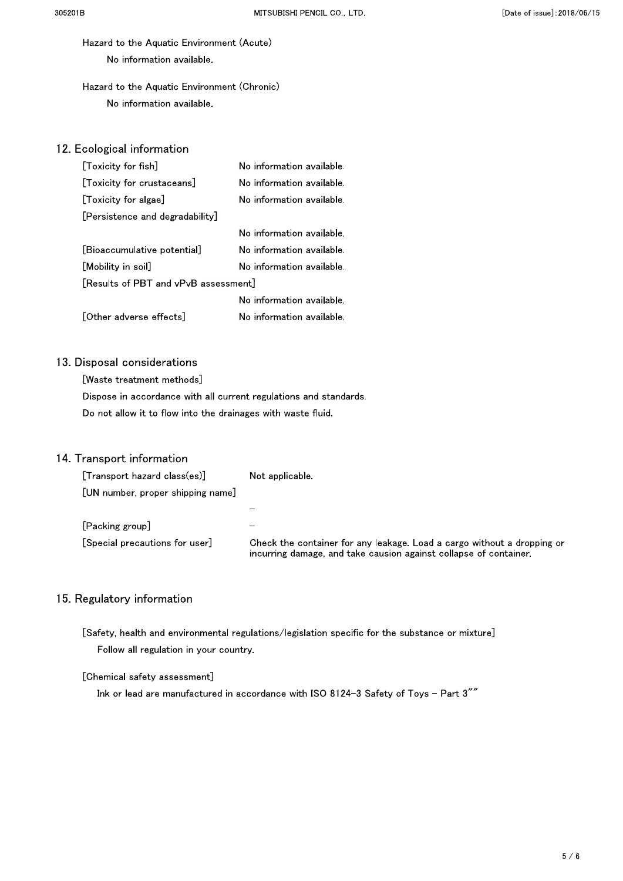Hazard to the Aquatic Environment (Acute)

No information available.

Hazard to the Aquatic Environment (Chronic)

No information available.

## 12. Ecological information

[Toxicity for fish] No information available.

[Toxicity for crustaceans] No information available.

[Toxicity for algae] No information available.

[Persistence and degradability]

No information available.

[Bioaccumulative potential] No information available.

[Mobility in soil] No information available.

[Results of PBT and vPvB assessment]

No information available.

[Other adverse effects] No information available.

## 13. Disposal considerations

[Waste treatment methods]

Dispose in accordance with all current regulations and standards.

Do not allow it to flow into the drainages with waste fluid.

## 14. Transport information

[Transport hazard class(es)] Not applicable.

[UN number, proper shipping name]

－

[Packing group] －

[Special precautions for user] Check the container for any leakage. Load a cargo without a dropping or incurring damage, and take causion against collapse of container.

## 15. Regulatory information

[Safety, health and environmental regulations/legislation specific for the substance or mixture]

Follow all regulation in your country.

[Chemical safety assessment]

Ink or lead are manufactured in accordance with ISO 8124-3 Safety of Toys - Part 3""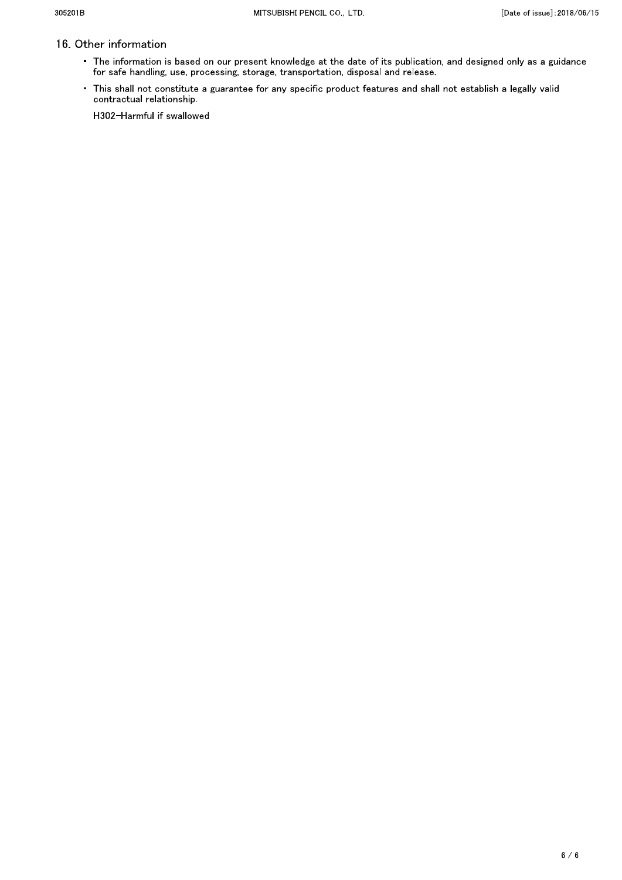## 16. Other information

- The information is based on our present knowledge at the date of its publication, and designed only as a guidance for safe handling, use, processing, storage, transportation, disposal and release.
- This shall not constitute a guarantee for any specific product features and shall not establish a legally valid contractual relationship.

H302–Harmful if swallowed